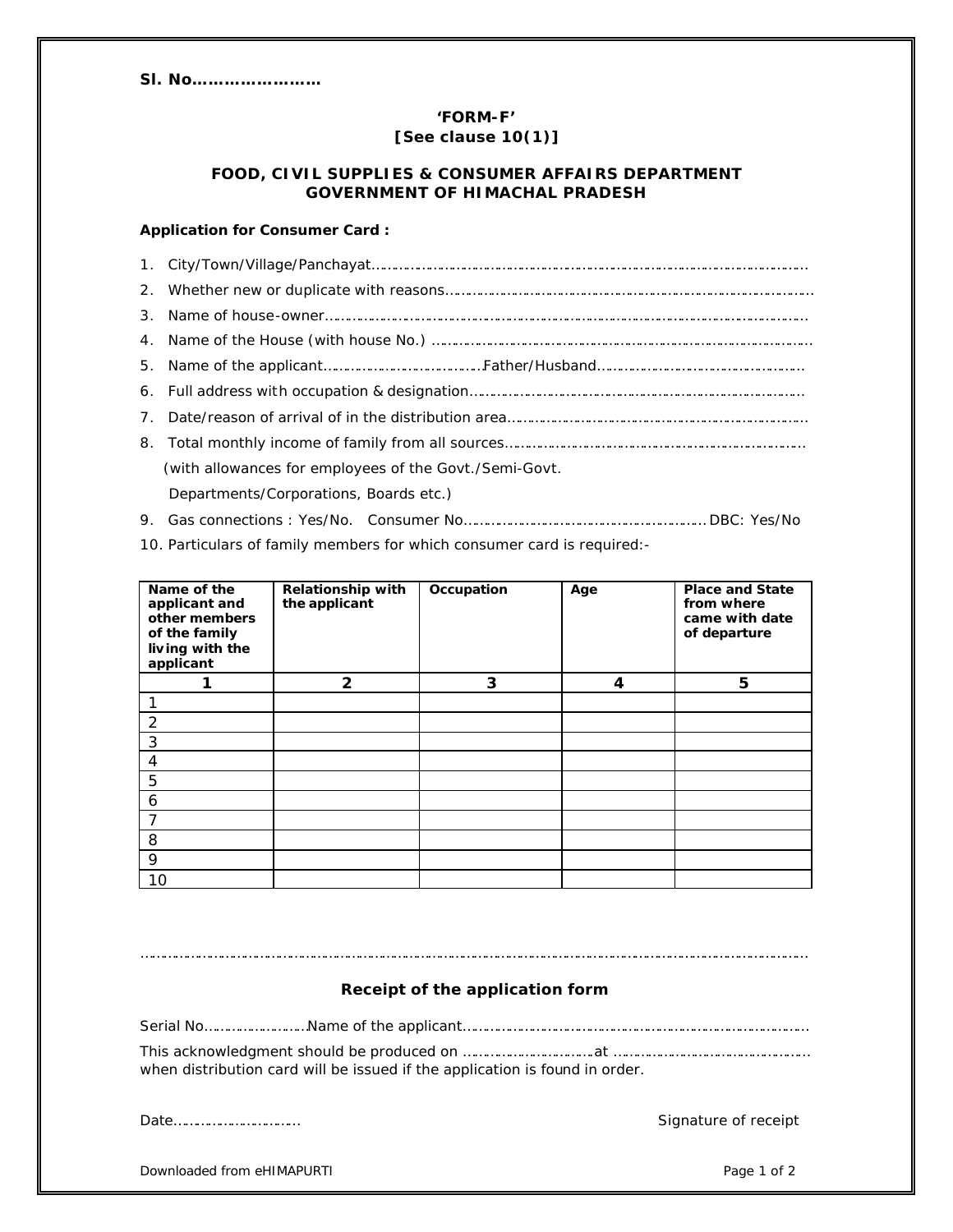**Sl. No……………………**

**'FORM-F'**
**[See clause 10(1)]**

**FOOD, CIVIL SUPPLIES & CONSUMER AFFAIRS DEPARTMENT**
**GOVERNMENT OF HIMACHAL PRADESH**

**Application for Consumer Card :**

1. City/Town/Village/Panchayat……………………………………………………………………………………………
2. Whether new or duplicate with reasons…………………………………………………………………………………
3. Name of house-owner……………………………………………………………………………………………………
4. Name of the House (with house No.) ……………………………………………………………………………………
5. Name of the applicant…………………………………Father/Husband…………………………………………
6. Full address with occupation & designation……………………………………………………………………………
7. Date/reason of arrival of in the distribution area………………………………………………………………………
8. Total monthly income of family from all sources………………………………………………………………………
   (with allowances for employees of the Govt./Semi-Govt. Departments/Corporations, Boards etc.)
9. Gas connections : Yes/No. Consumer No…………………………………………………DBC: Yes/No
10. Particulars of family members for which consumer card is required:-

| Name of the applicant and other members of the family living with the applicant | Relationship with the applicant | Occupation | Age | Place and State from where came with date of departure |
|---|---|---|---|---|
| 1 | 2 | 3 | 4 | 5 |
| 1 | | | | |
| 2 | | | | |
| 3 | | | | |
| 4 | | | | |
| 5 | | | | |
| 6 | | | | |
| 7 | | | | |
| 8 | | | | |
| 9 | | | | |
| 10 | | | | |

……………………………………………………………………………………………………………………………………

**Receipt of the application form**

Serial No……………………Name of the applicant……………………………………………………………………

This acknowledgment should be produced on ……………………………at ………………………………………… when distribution card will be issued if the application is found in order.

Date………………………… Signature of receipt

Downloaded from eHIMAPURTI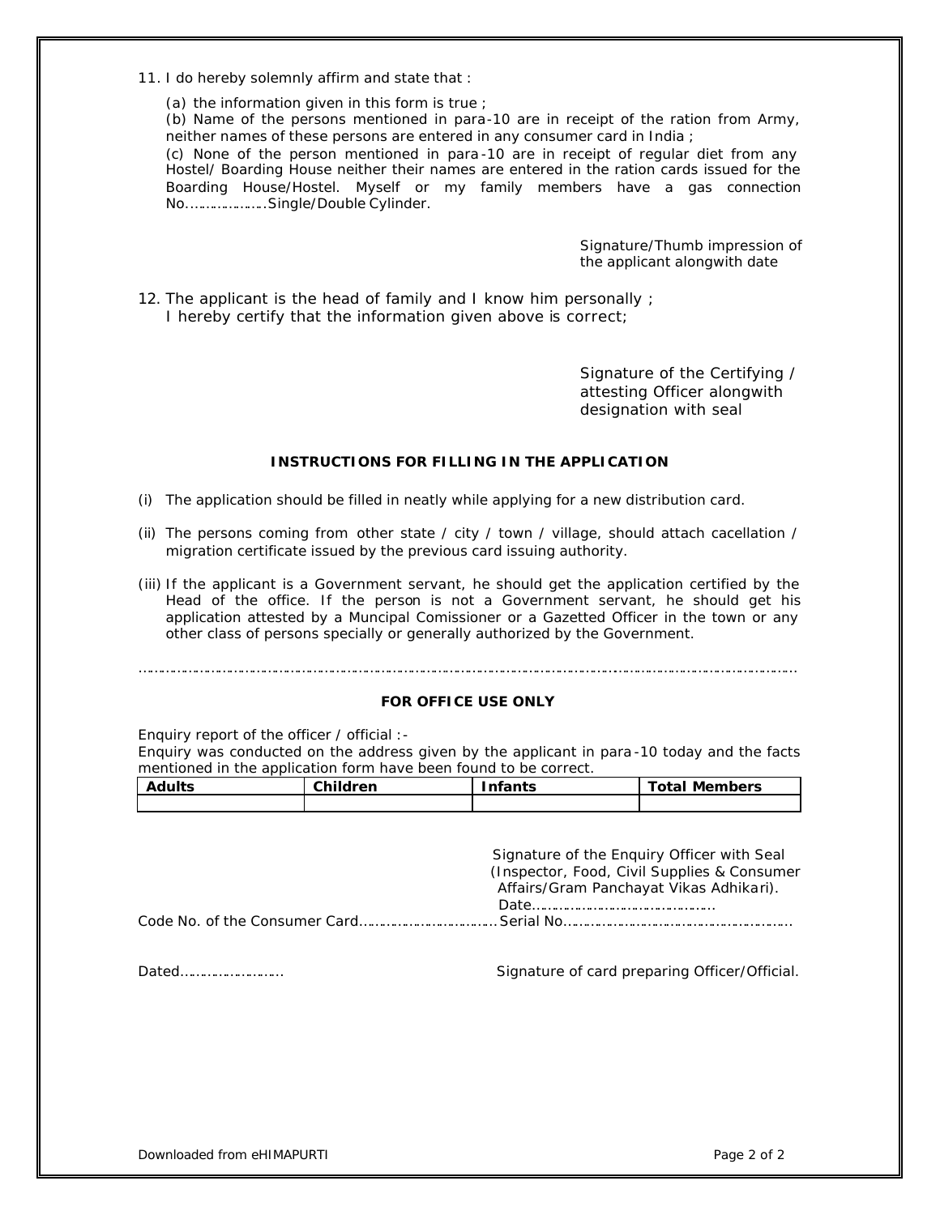11. I do hereby solemnly affirm and state that :

    (a) the information given in this form is true ;
    (b) Name of the persons mentioned in para-10 are in receipt of the ration from Army, neither names of these persons are entered in any consumer card in India ;
    (c) None of the person mentioned in para-10 are in receipt of regular diet from any Hostel/ Boarding House neither their names are entered in the ration cards issued for the Boarding House/Hostel. Myself or my family members have a gas connection No……………….Single/Double Cylinder.

Signature/Thumb impression of the applicant alongwith date

12. The applicant is the head of family and I know him personally ;
    I hereby certify that the information given above is correct;

Signature of the Certifying / attesting Officer alongwith designation with seal

**INSTRUCTIONS FOR FILLING IN THE APPLICATION**

(i) The application should be filled in neatly while applying for a new distribution card.

(ii) The persons coming from other state / city / town / village, should attach cacellation / migration certificate issued by the previous card issuing authority.

(iii) If the applicant is a Government servant, he should get the application certified by the Head of the office. If the person is not a Government servant, he should get his application attested by a Muncipal Comissioner or a Gazetted Officer in the town or any other class of persons specially or generally authorized by the Government.

……………………………………………………………………………………………………………………………………………

**FOR OFFICE USE ONLY**

Enquiry report of the officer / official :-
Enquiry was conducted on the address given by the applicant in para-10 today and the facts mentioned in the application form have been found to be correct.

| Adults | Children | Infants | Total Members |
|---|---|---|---|
| | | | |

Signature of the Enquiry Officer with Seal
(Inspector, Food, Civil Supplies & Consumer Affairs/Gram Panchayat Vikas Adhikari).
Date……………………………………

Code No. of the Consumer Card……………………………Serial No……………………………………………

Dated……………………

Signature of card preparing Officer/Official.

Downloaded from eHIMAPURTI